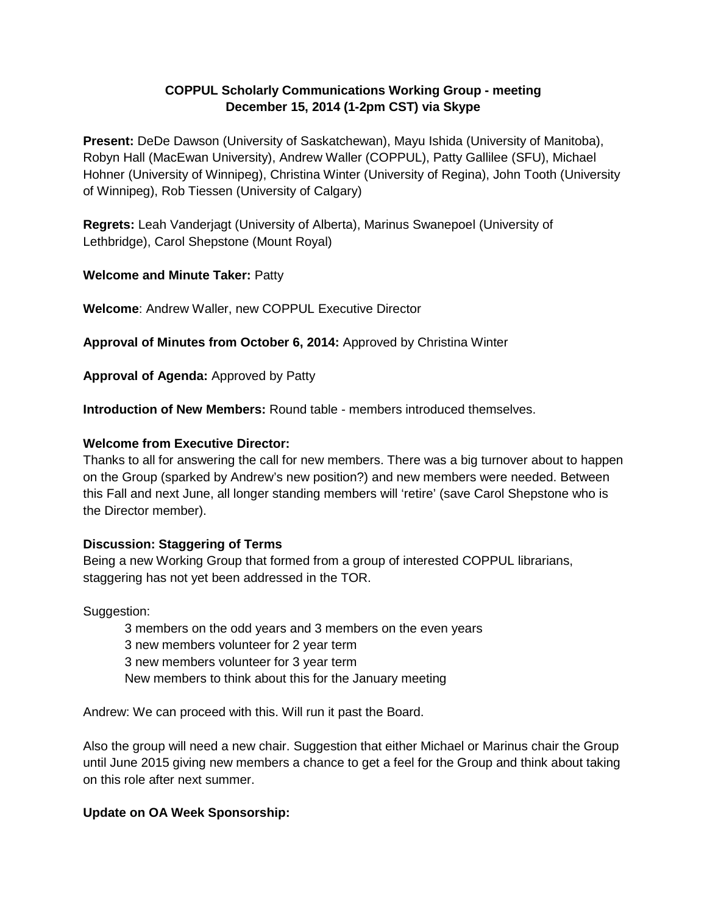**COPPUL Scholarly Communications Working Group - meeting**
**December 15, 2014 (1-2pm CST) via Skype**

**Present:** DeDe Dawson (University of Saskatchewan), Mayu Ishida (University of Manitoba), Robyn Hall (MacEwan University), Andrew Waller (COPPUL), Patty Gallilee (SFU), Michael Hohner (University of Winnipeg), Christina Winter (University of Regina), John Tooth (University of Winnipeg), Rob Tiessen (University of Calgary)

**Regrets:** Leah Vanderjagt (University of Alberta), Marinus Swanepoel (University of Lethbridge), Carol Shepstone (Mount Royal)

**Welcome and Minute Taker:** Patty

**Welcome**: Andrew Waller, new COPPUL Executive Director

**Approval of Minutes from October 6, 2014:** Approved by Christina Winter

**Approval of Agenda:** Approved by Patty

**Introduction of New Members:** Round table - members introduced themselves.

**Welcome from Executive Director:**
Thanks to all for answering the call for new members. There was a big turnover about to happen on the Group (sparked by Andrew's new position?) and new members were needed. Between this Fall and next June, all longer standing members will 'retire' (save Carol Shepstone who is the Director member).

**Discussion: Staggering of Terms**
Being a new Working Group that formed from a group of interested COPPUL librarians, staggering has not yet been addressed in the TOR.

Suggestion:

- 3 members on the odd years and 3 members on the even years
- 3 new members volunteer for 2 year term
- 3 new members volunteer for 3 year term
- New members to think about this for the January meeting

Andrew: We can proceed with this. Will run it past the Board.

Also the group will need a new chair. Suggestion that either Michael or Marinus chair the Group until June 2015 giving new members a chance to get a feel for the Group and think about taking on this role after next summer.

**Update on OA Week Sponsorship:**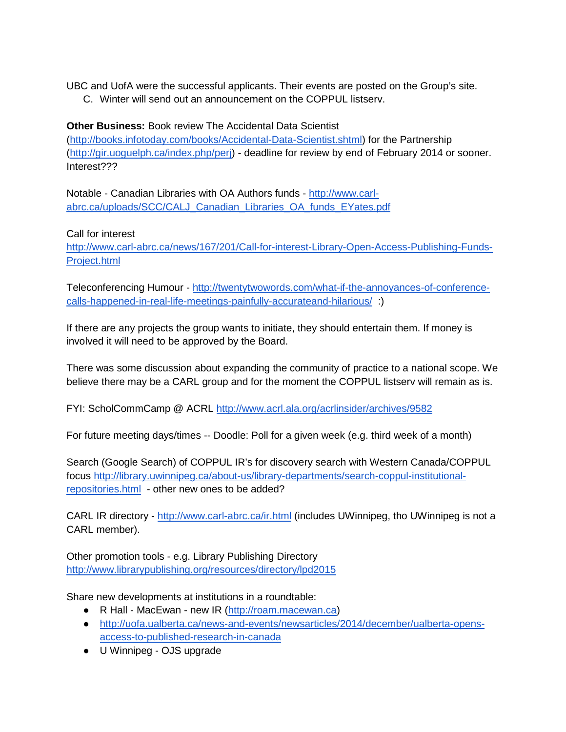UBC and UofA were the successful applicants. Their events are posted on the Group's site.

C. Winter will send out an announcement on the COPPUL listserv.

**Other Business:** Book review The Accidental Data Scientist (http://books.infotoday.com/books/Accidental-Data-Scientist.shtml) for the Partnership (http://gir.uoguelph.ca/index.php/perj) - deadline for review by end of February 2014 or sooner. Interest???

Notable - Canadian Libraries with OA Authors funds - http://www.carl-abrc.ca/uploads/SCC/CALJ_Canadian_Libraries_OA_funds_EYates.pdf

Call for interest
http://www.carl-abrc.ca/news/167/201/Call-for-interest-Library-Open-Access-Publishing-Funds-Project.html

Teleconferencing Humour - http://twentytwowords.com/what-if-the-annoyances-of-conference-calls-happened-in-real-life-meetings-painfully-accurateand-hilarious/ :)

If there are any projects the group wants to initiate, they should entertain them. If money is involved it will need to be approved by the Board.

There was some discussion about expanding the community of practice to a national scope. We believe there may be a CARL group and for the moment the COPPUL listserv will remain as is.

FYI: ScholCommCamp @ ACRL http://www.acrl.ala.org/acrlinsider/archives/9582

For future meeting days/times -- Doodle: Poll for a given week (e.g. third week of a month)

Search (Google Search) of COPPUL IR's for discovery search with Western Canada/COPPUL focus http://library.uwinnipeg.ca/about-us/library-departments/search-coppul-institutional-repositories.html - other new ones to be added?

CARL IR directory - http://www.carl-abrc.ca/ir.html (includes UWinnipeg, tho UWinnipeg is not a CARL member).

Other promotion tools - e.g. Library Publishing Directory
http://www.librarypublishing.org/resources/directory/lpd2015

Share new developments at institutions in a roundtable:

- R Hall - MacEwan - new IR (http://roam.macewan.ca)
- http://uofa.ualberta.ca/news-and-events/newsarticles/2014/december/ualberta-opens-access-to-published-research-in-canada
- U Winnipeg - OJS upgrade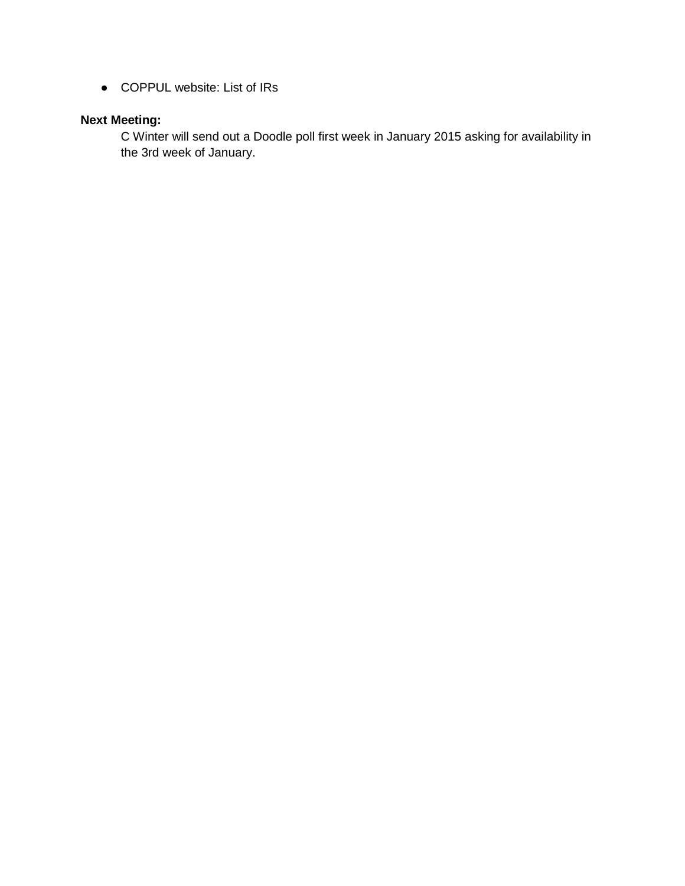- COPPUL website: List of IRs

**Next Meeting:**

C Winter will send out a Doodle poll first week in January 2015 asking for availability in the 3rd week of January.